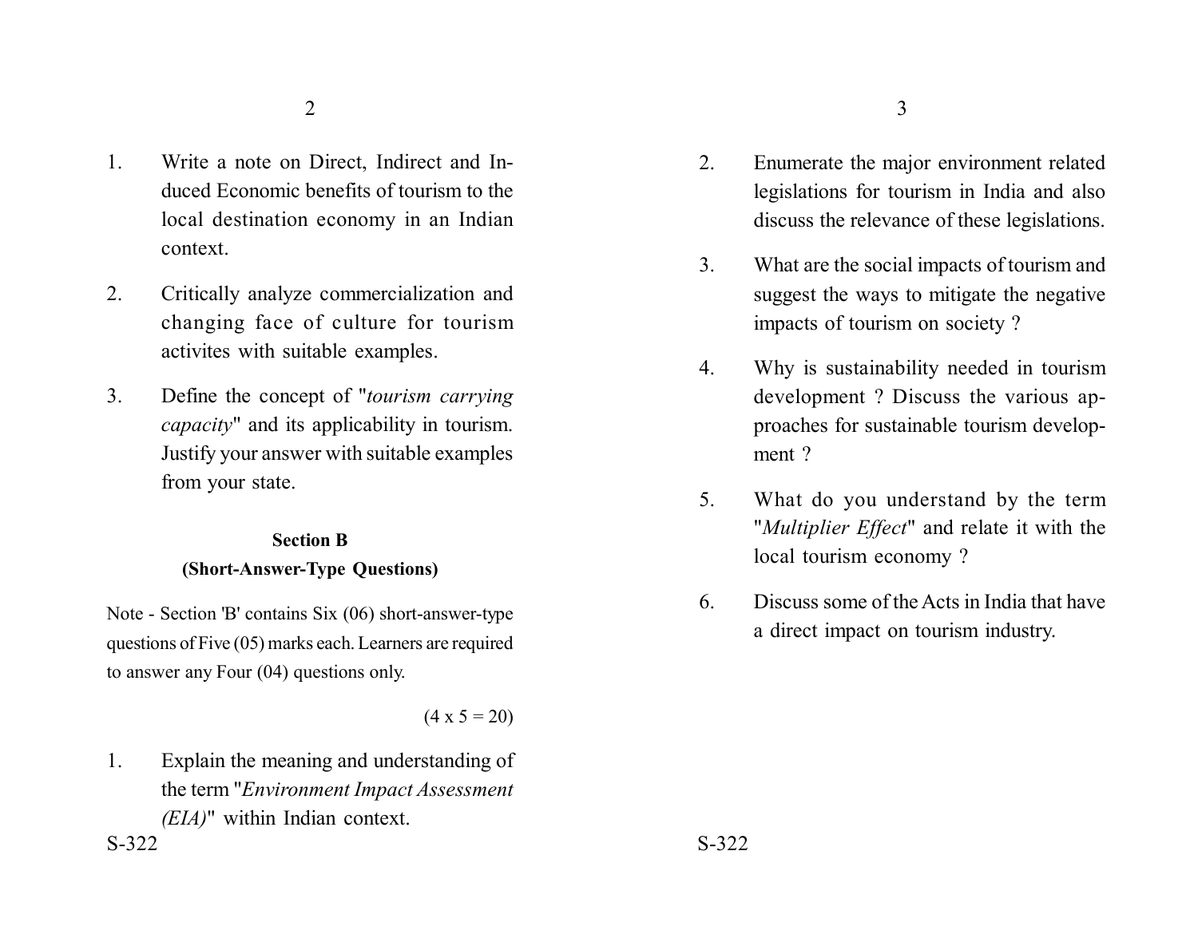1. Write a note on Direct, Indirect and Induced Economic benefits of tourism to the local destination economy in an Indian context.

2. Critically analyze commercialization and changing face of culture for tourism activites with suitable examples.

3. Define the concept of "*tourism carrying capacity*" and its applicability in tourism. Justify your answer with suitable examples from your state.

**Section B**

**(Short-Answer-Type Questions)**

Note - Section 'B' contains Six (06) short-answer-type questions of Five (05) marks each. Learners are required to answer any Four (04) questions only.

(4 x 5 = 20)

1. Explain the meaning and understanding of the term "*Environment Impact Assessment (EIA)*" within Indian context.

2. Enumerate the major environment related legislations for tourism in India and also discuss the relevance of these legislations.

3. What are the social impacts of tourism and suggest the ways to mitigate the negative impacts of tourism on society ?

4. Why is sustainability needed in tourism development ? Discuss the various approaches for sustainable tourism development ?

5. What do you understand by the term "*Multiplier Effect*" and relate it with the local tourism economy ?

6. Discuss some of the Acts in India that have a direct impact on tourism industry.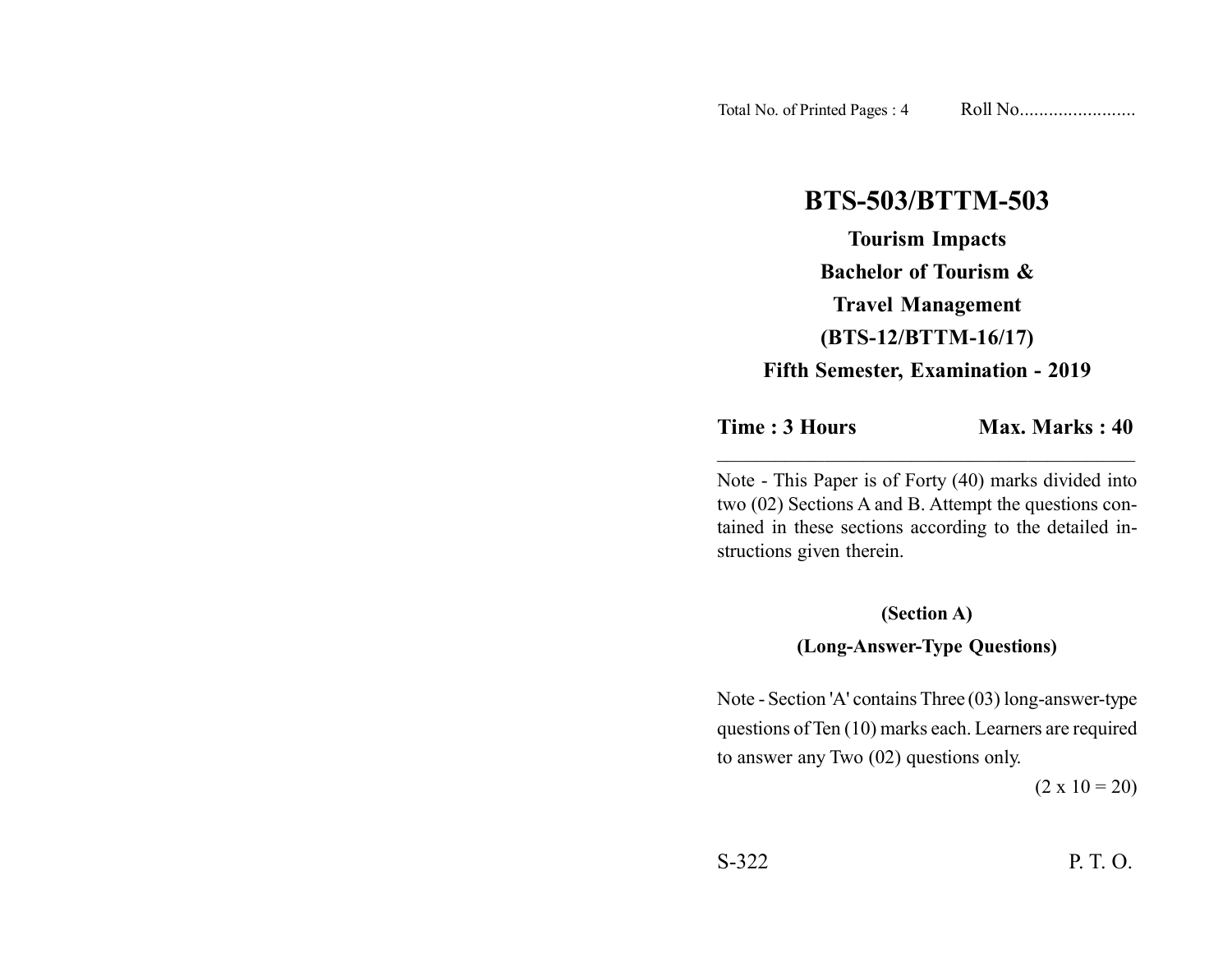Total No. of Printed Pages : 4 Roll No........................

# BTS-503/BTTM-503

## Tourism Impacts

## Bachelor of Tourism & Travel Management

## (BTS-12/BTTM-16/17)

## Fifth Semester, Examination - 2019

**Time : 3 Hours** **Max. Marks : 40**

Note - This Paper is of Forty (40) marks divided into two (02) Sections A and B. Attempt the questions contained in these sections according to the detailed instructions given therein.

### (Section A)

### (Long-Answer-Type Questions)

Note - Section 'A' contains Three (03) long-answer-type questions of Ten (10) marks each. Learners are required to answer any Two (02) questions only.

(2 x 10 = 20)

S-322 P. T. O.